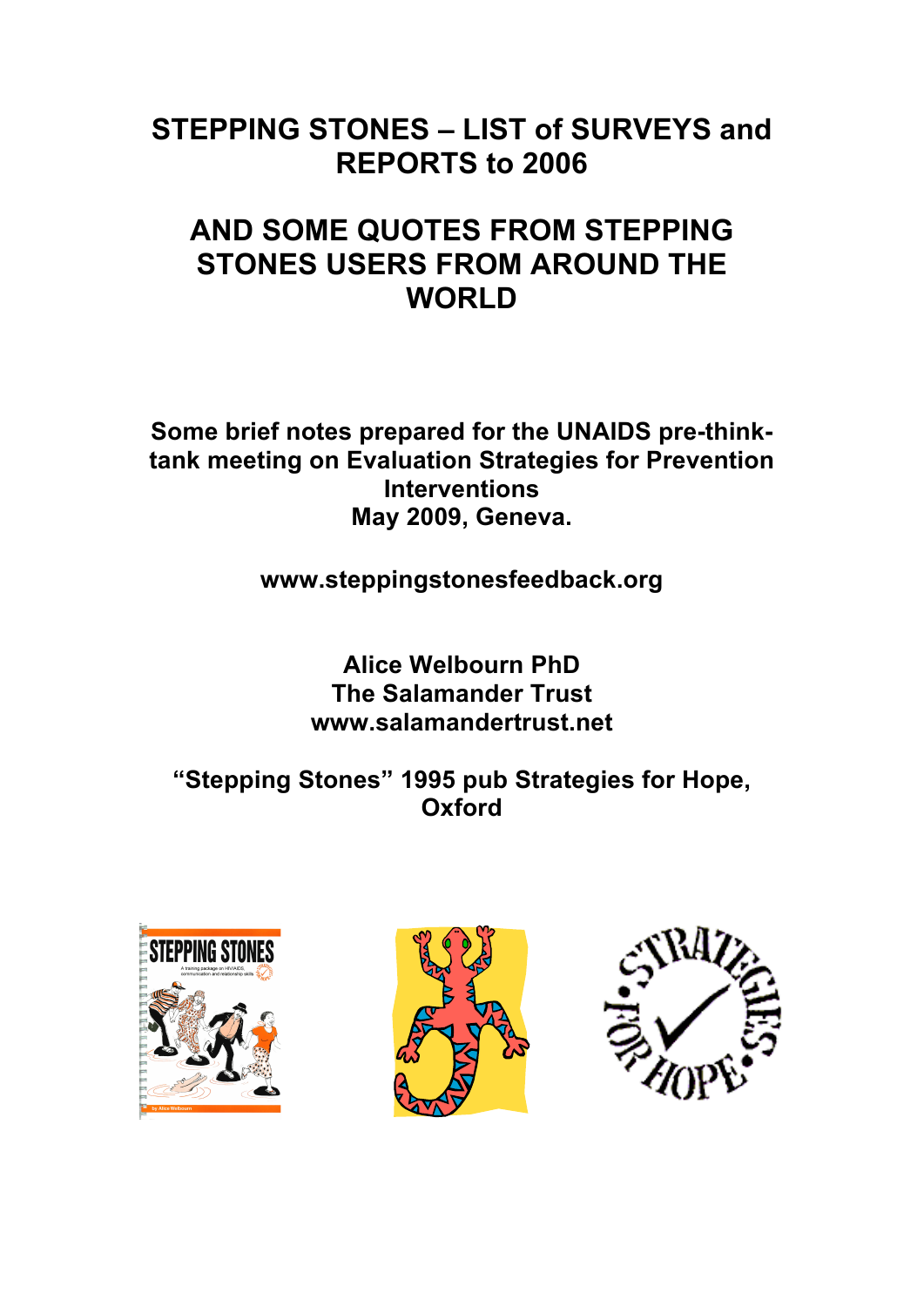# STEPPING STONES – LIST of SURVEYS and REPORTS to 2006

# AND SOME QUOTES FROM STEPPING STONES USERS FROM AROUND THE WORLD

**Some brief notes prepared for the UNAIDS pre-think-tank meeting on Evaluation Strategies for Prevention Interventions**
**May 2009, Geneva.**

**www.steppingstonesfeedback.org**

**Alice Welbourn PhD**
**The Salamander Trust**
**www.salamandertrust.net**

**"Stepping Stones" 1995 pub Strategies for Hope, Oxford**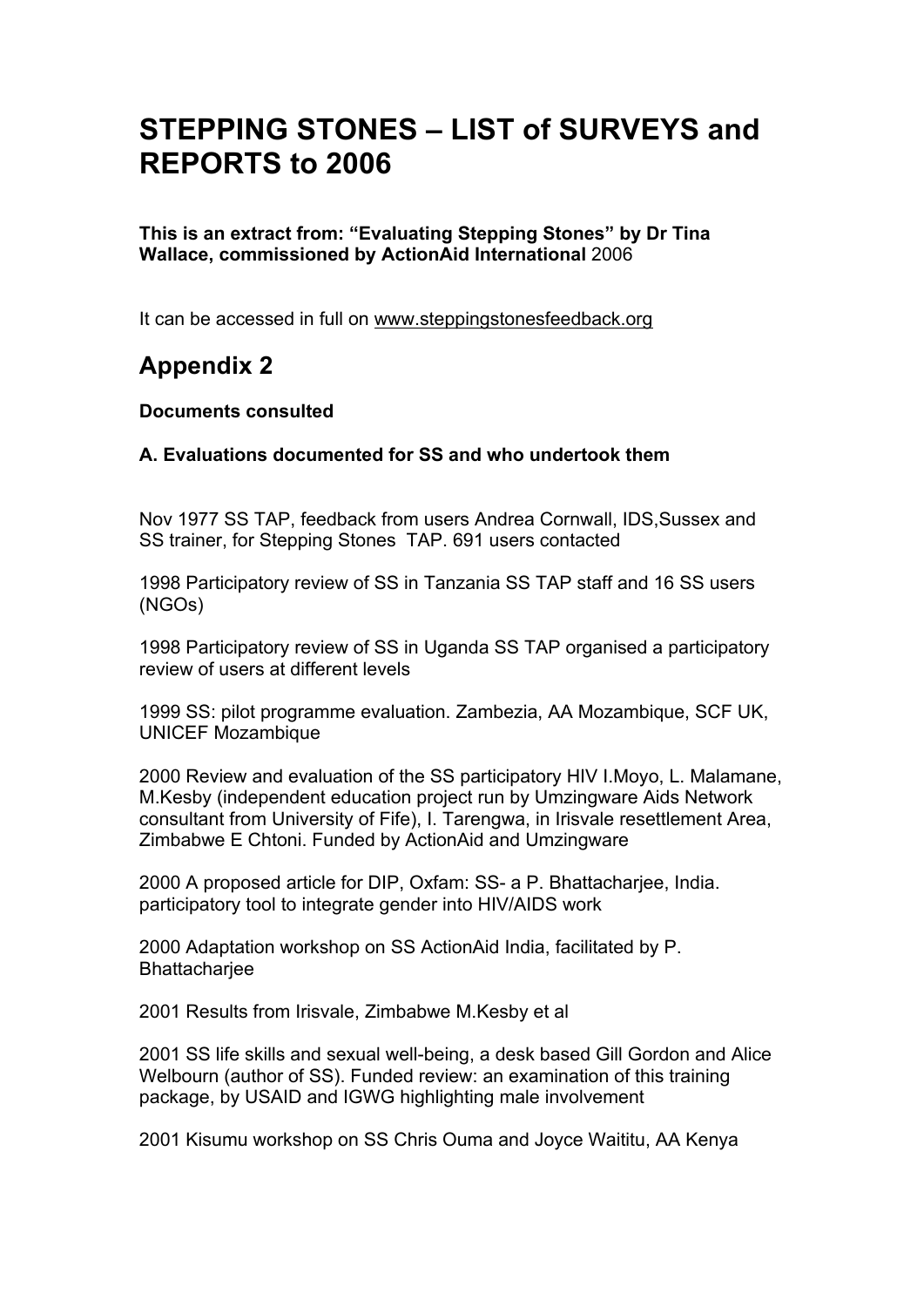# STEPPING STONES – LIST of SURVEYS and REPORTS to 2006

**This is an extract from: "Evaluating Stepping Stones" by Dr Tina Wallace, commissioned by ActionAid International** 2006

It can be accessed in full on www.steppingstonesfeedback.org

## Appendix 2

**Documents consulted**

**A. Evaluations documented for SS and who undertook them**

Nov 1977 SS TAP, feedback from users Andrea Cornwall, IDS,Sussex and SS trainer, for Stepping Stones TAP. 691 users contacted

1998 Participatory review of SS in Tanzania SS TAP staff and 16 SS users (NGOs)

1998 Participatory review of SS in Uganda SS TAP organised a participatory review of users at different levels

1999 SS: pilot programme evaluation. Zambezia, AA Mozambique, SCF UK, UNICEF Mozambique

2000 Review and evaluation of the SS participatory HIV I.Moyo, L. Malamane, M.Kesby (independent education project run by Umzingware Aids Network consultant from University of Fife), I. Tarengwa, in Irisvale resettlement Area, Zimbabwe E Chtoni. Funded by ActionAid and Umzingware

2000 A proposed article for DIP, Oxfam: SS- a P. Bhattacharjee, India. participatory tool to integrate gender into HIV/AIDS work

2000 Adaptation workshop on SS ActionAid India, facilitated by P. Bhattacharjee

2001 Results from Irisvale, Zimbabwe M.Kesby et al

2001 SS life skills and sexual well-being, a desk based Gill Gordon and Alice Welbourn (author of SS). Funded review: an examination of this training package, by USAID and IGWG highlighting male involvement

2001 Kisumu workshop on SS Chris Ouma and Joyce Waititu, AA Kenya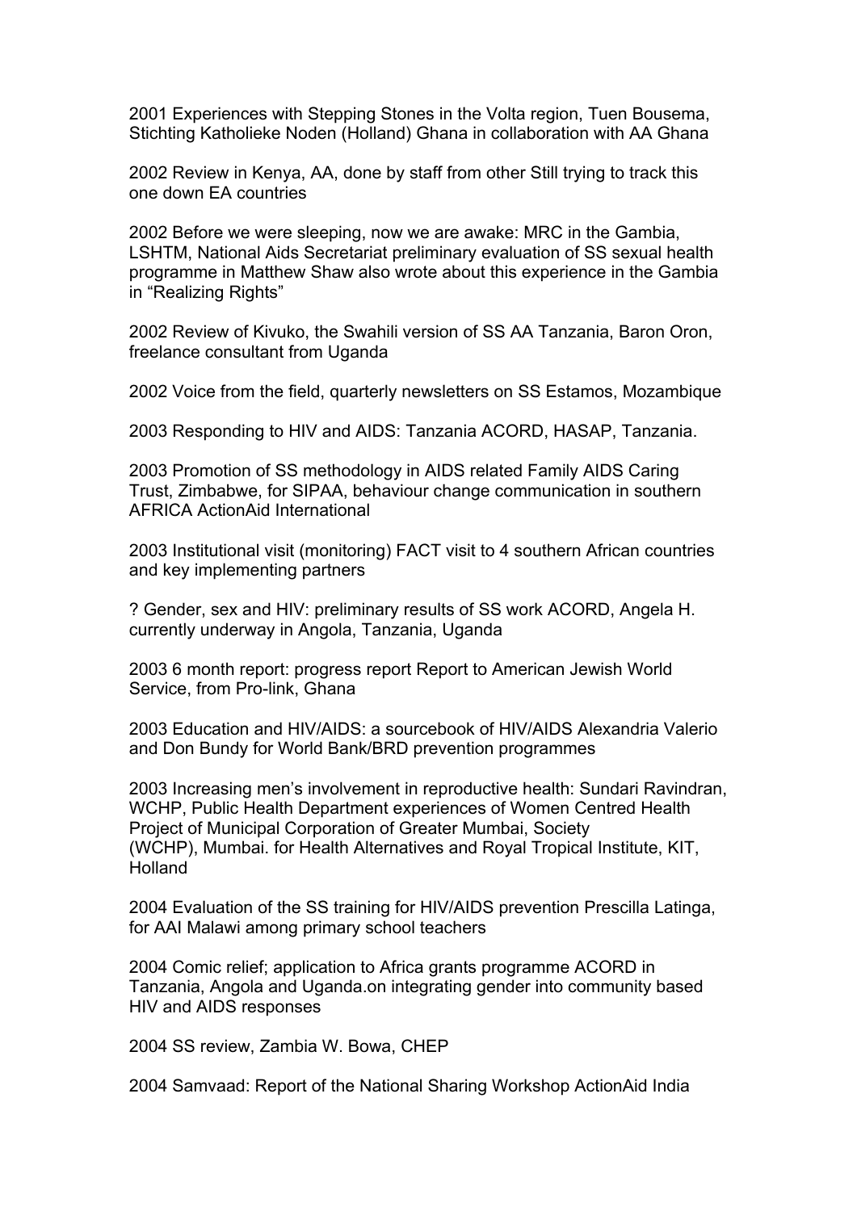2001 Experiences with Stepping Stones in the Volta region, Tuen Bousema, Stichting Katholieke Noden (Holland) Ghana in collaboration with AA Ghana

2002 Review in Kenya, AA, done by staff from other Still trying to track this one down EA countries

2002 Before we were sleeping, now we are awake: MRC in the Gambia, LSHTM, National Aids Secretariat preliminary evaluation of SS sexual health programme in Matthew Shaw also wrote about this experience in the Gambia in "Realizing Rights"

2002 Review of Kivuko, the Swahili version of SS AA Tanzania, Baron Oron, freelance consultant from Uganda

2002 Voice from the field, quarterly newsletters on SS Estamos, Mozambique

2003 Responding to HIV and AIDS: Tanzania ACORD, HASAP, Tanzania.

2003 Promotion of SS methodology in AIDS related Family AIDS Caring Trust, Zimbabwe, for SIPAA, behaviour change communication in southern AFRICA ActionAid International

2003 Institutional visit (monitoring) FACT visit to 4 southern African countries and key implementing partners

? Gender, sex and HIV: preliminary results of SS work ACORD, Angela H. currently underway in Angola, Tanzania, Uganda

2003 6 month report: progress report Report to American Jewish World Service, from Pro-link, Ghana

2003 Education and HIV/AIDS: a sourcebook of HIV/AIDS Alexandria Valerio and Don Bundy for World Bank/BRD prevention programmes

2003 Increasing men's involvement in reproductive health: Sundari Ravindran, WCHP, Public Health Department experiences of Women Centred Health Project of Municipal Corporation of Greater Mumbai, Society (WCHP), Mumbai. for Health Alternatives and Royal Tropical Institute, KIT, Holland

2004 Evaluation of the SS training for HIV/AIDS prevention Prescilla Latinga, for AAI Malawi among primary school teachers

2004 Comic relief; application to Africa grants programme ACORD in Tanzania, Angola and Uganda.on integrating gender into community based HIV and AIDS responses

2004 SS review, Zambia W. Bowa, CHEP

2004 Samvaad: Report of the National Sharing Workshop ActionAid India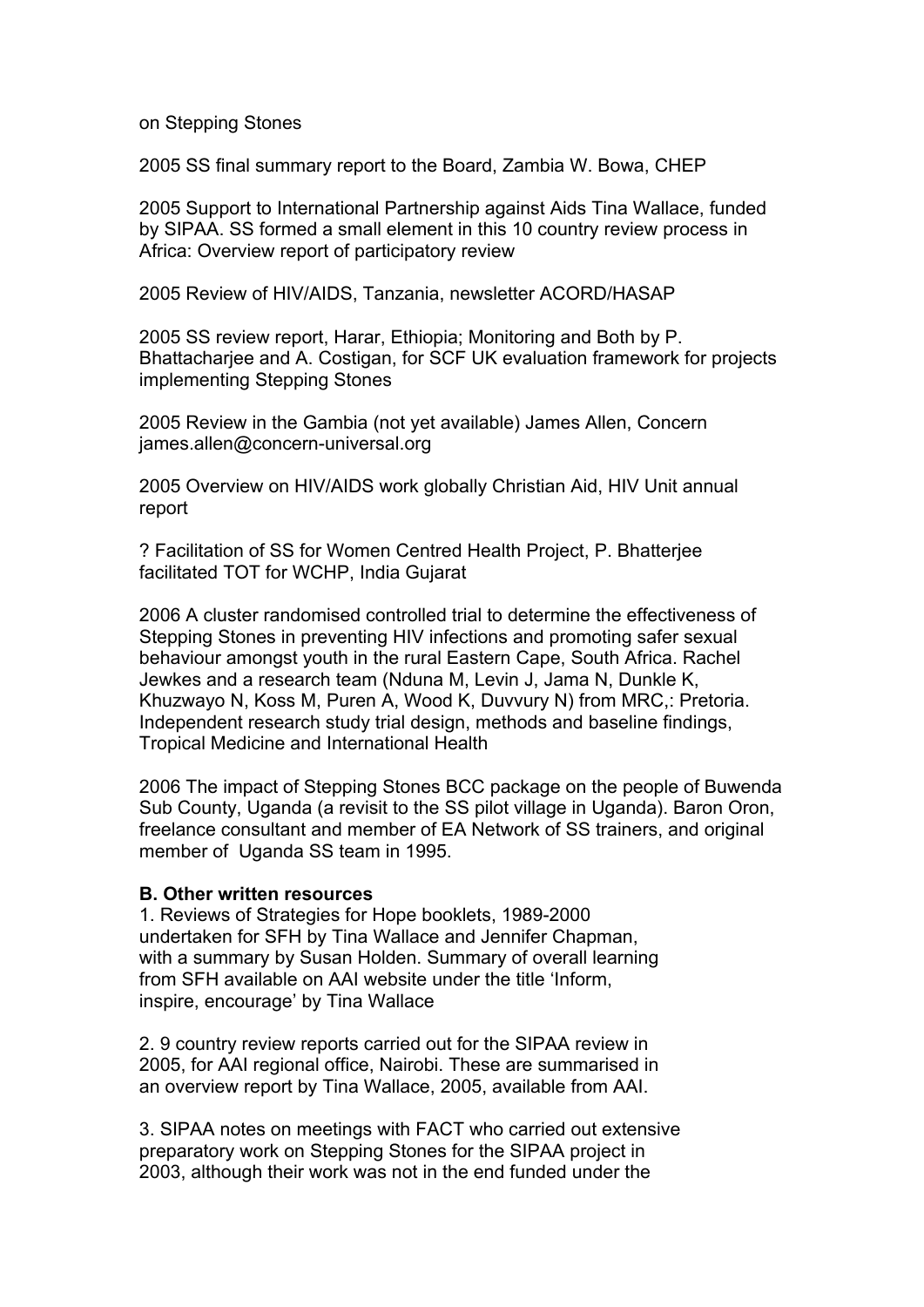on Stepping Stones

2005 SS final summary report to the Board, Zambia W. Bowa, CHEP

2005 Support to International Partnership against Aids Tina Wallace, funded by SIPAA. SS formed a small element in this 10 country review process in Africa: Overview report of participatory review

2005 Review of HIV/AIDS, Tanzania, newsletter ACORD/HASAP

2005 SS review report, Harar, Ethiopia; Monitoring and Both by P. Bhattacharjee and A. Costigan, for SCF UK evaluation framework for projects implementing Stepping Stones

2005 Review in the Gambia (not yet available) James Allen, Concern james.allen@concern-universal.org

2005 Overview on HIV/AIDS work globally Christian Aid, HIV Unit annual report

? Facilitation of SS for Women Centred Health Project, P. Bhatterjee facilitated TOT for WCHP, India Gujarat

2006 A cluster randomised controlled trial to determine the effectiveness of Stepping Stones in preventing HIV infections and promoting safer sexual behaviour amongst youth in the rural Eastern Cape, South Africa. Rachel Jewkes and a research team (Nduna M, Levin J, Jama N, Dunkle K, Khuzwayo N, Koss M, Puren A, Wood K, Duvvury N) from MRC,: Pretoria. Independent research study trial design, methods and baseline findings, Tropical Medicine and International Health

2006 The impact of Stepping Stones BCC package on the people of Buwenda Sub County, Uganda (a revisit to the SS pilot village in Uganda). Baron Oron, freelance consultant and member of EA Network of SS trainers, and original member of Uganda SS team in 1995.

**B. Other written resources**

1. Reviews of Strategies for Hope booklets, 1989-2000 undertaken for SFH by Tina Wallace and Jennifer Chapman, with a summary by Susan Holden. Summary of overall learning from SFH available on AAI website under the title 'Inform, inspire, encourage' by Tina Wallace

2. 9 country review reports carried out for the SIPAA review in 2005, for AAI regional office, Nairobi. These are summarised in an overview report by Tina Wallace, 2005, available from AAI.

3. SIPAA notes on meetings with FACT who carried out extensive preparatory work on Stepping Stones for the SIPAA project in 2003, although their work was not in the end funded under the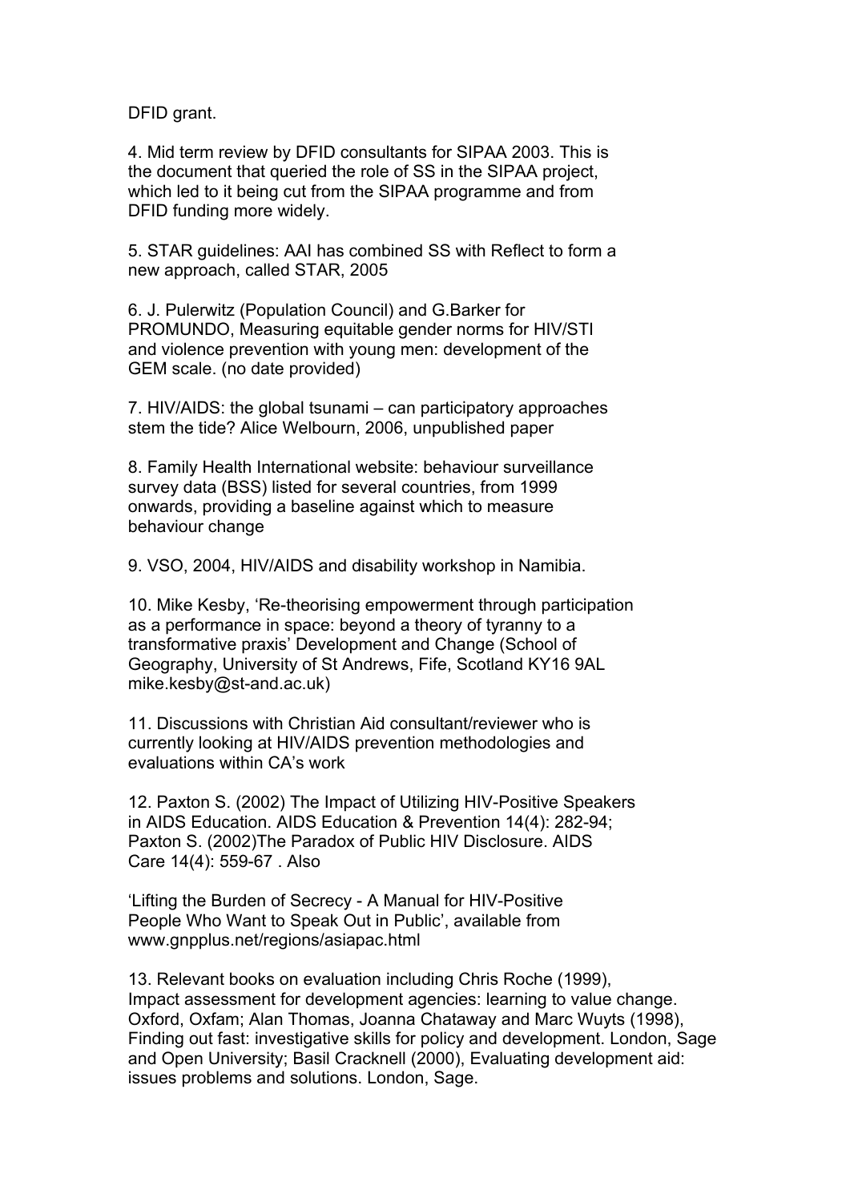DFID grant.

4. Mid term review by DFID consultants for SIPAA 2003. This is the document that queried the role of SS in the SIPAA project, which led to it being cut from the SIPAA programme and from DFID funding more widely.

5. STAR guidelines: AAI has combined SS with Reflect to form a new approach, called STAR, 2005

6. J. Pulerwitz (Population Council) and G.Barker for PROMUNDO, Measuring equitable gender norms for HIV/STI and violence prevention with young men: development of the GEM scale. (no date provided)

7. HIV/AIDS: the global tsunami – can participatory approaches stem the tide? Alice Welbourn, 2006, unpublished paper

8. Family Health International website: behaviour surveillance survey data (BSS) listed for several countries, from 1999 onwards, providing a baseline against which to measure behaviour change

9. VSO, 2004, HIV/AIDS and disability workshop in Namibia.

10. Mike Kesby, 'Re-theorising empowerment through participation as a performance in space: beyond a theory of tyranny to a transformative praxis' Development and Change (School of Geography, University of St Andrews, Fife, Scotland KY16 9AL mike.kesby@st-and.ac.uk)

11. Discussions with Christian Aid consultant/reviewer who is currently looking at HIV/AIDS prevention methodologies and evaluations within CA's work

12. Paxton S. (2002) The Impact of Utilizing HIV-Positive Speakers in AIDS Education. AIDS Education & Prevention 14(4): 282-94; Paxton S. (2002)The Paradox of Public HIV Disclosure. AIDS Care 14(4): 559-67 . Also

'Lifting the Burden of Secrecy - A Manual for HIV-Positive People Who Want to Speak Out in Public', available from www.gnpplus.net/regions/asiapac.html

13. Relevant books on evaluation including Chris Roche (1999), Impact assessment for development agencies: learning to value change. Oxford, Oxfam; Alan Thomas, Joanna Chataway and Marc Wuyts (1998), Finding out fast: investigative skills for policy and development. London, Sage and Open University; Basil Cracknell (2000), Evaluating development aid: issues problems and solutions. London, Sage.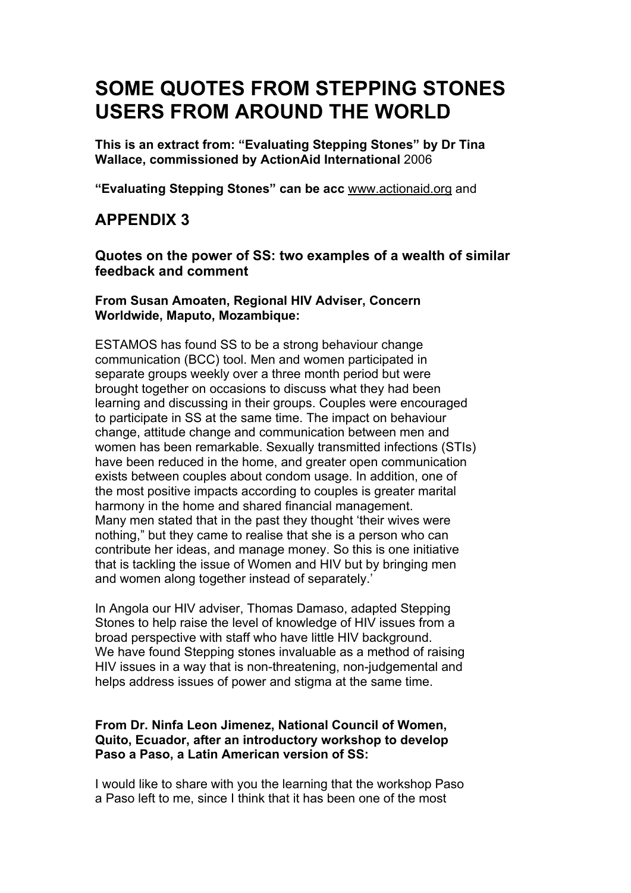# SOME QUOTES FROM STEPPING STONES USERS FROM AROUND THE WORLD

**This is an extract from: "Evaluating Stepping Stones" by Dr Tina Wallace, commissioned by ActionAid International** 2006

**"Evaluating Stepping Stones" can be acc** www.actionaid.org and

## APPENDIX 3

### Quotes on the power of SS: two examples of a wealth of similar feedback and comment

**From Susan Amoaten, Regional HIV Adviser, Concern Worldwide, Maputo, Mozambique:**

ESTAMOS has found SS to be a strong behaviour change communication (BCC) tool. Men and women participated in separate groups weekly over a three month period but were brought together on occasions to discuss what they had been learning and discussing in their groups. Couples were encouraged to participate in SS at the same time. The impact on behaviour change, attitude change and communication between men and women has been remarkable. Sexually transmitted infections (STIs) have been reduced in the home, and greater open communication exists between couples about condom usage. In addition, one of the most positive impacts according to couples is greater marital harmony in the home and shared financial management. Many men stated that in the past they thought 'their wives were nothing," but they came to realise that she is a person who can contribute her ideas, and manage money. So this is one initiative that is tackling the issue of Women and HIV but by bringing men and women along together instead of separately.'

In Angola our HIV adviser, Thomas Damaso, adapted Stepping Stones to help raise the level of knowledge of HIV issues from a broad perspective with staff who have little HIV background. We have found Stepping stones invaluable as a method of raising HIV issues in a way that is non-threatening, non-judgemental and helps address issues of power and stigma at the same time.

**From Dr. Ninfa Leon Jimenez, National Council of Women, Quito, Ecuador, after an introductory workshop to develop Paso a Paso, a Latin American version of SS:**

I would like to share with you the learning that the workshop Paso a Paso left to me, since I think that it has been one of the most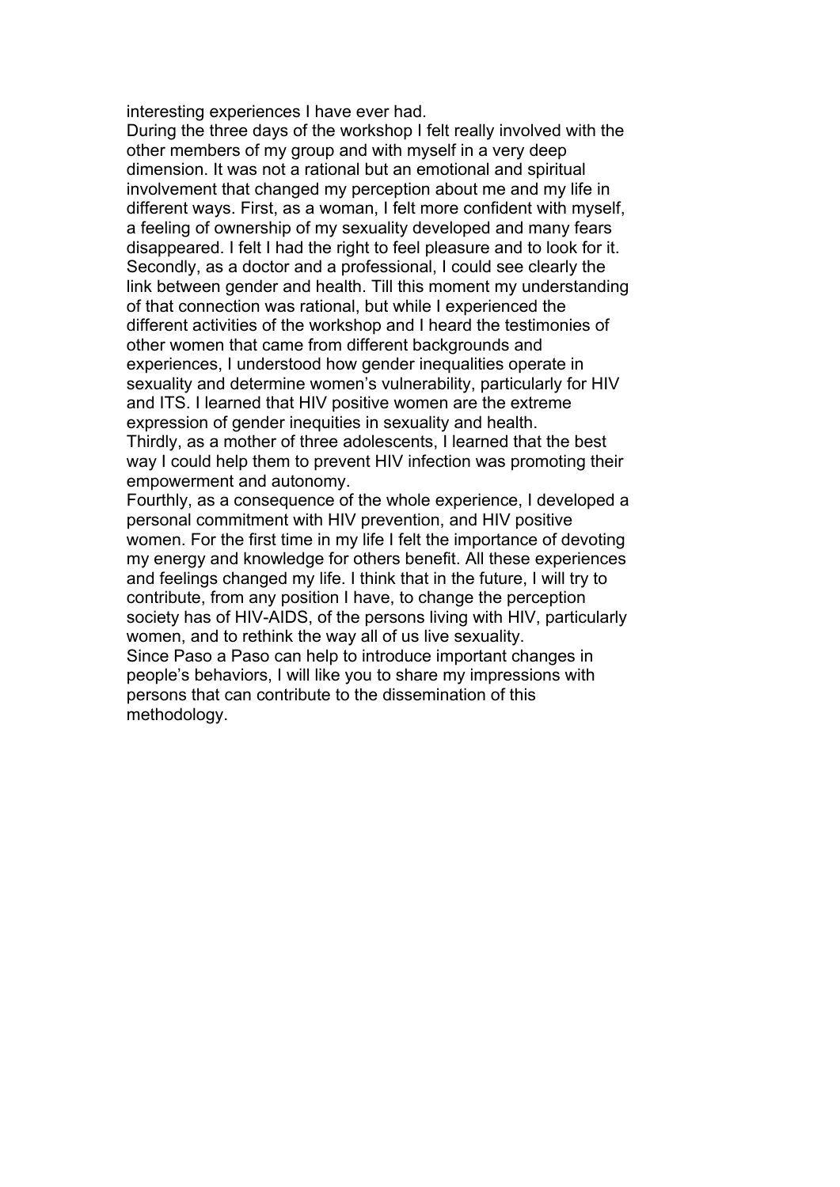interesting experiences I have ever had.

During the three days of the workshop I felt really involved with the other members of my group and with myself in a very deep dimension. It was not a rational but an emotional and spiritual involvement that changed my perception about me and my life in different ways. First, as a woman, I felt more confident with myself, a feeling of ownership of my sexuality developed and many fears disappeared. I felt I had the right to feel pleasure and to look for it.

Secondly, as a doctor and a professional, I could see clearly the link between gender and health. Till this moment my understanding of that connection was rational, but while I experienced the different activities of the workshop and I heard the testimonies of other women that came from different backgrounds and experiences, I understood how gender inequalities operate in sexuality and determine women's vulnerability, particularly for HIV and ITS. I learned that HIV positive women are the extreme expression of gender inequities in sexuality and health.

Thirdly, as a mother of three adolescents, I learned that the best way I could help them to prevent HIV infection was promoting their empowerment and autonomy.

Fourthly, as a consequence of the whole experience, I developed a personal commitment with HIV prevention, and HIV positive women. For the first time in my life I felt the importance of devoting my energy and knowledge for others benefit. All these experiences and feelings changed my life. I think that in the future, I will try to contribute, from any position I have, to change the perception society has of HIV-AIDS, of the persons living with HIV, particularly women, and to rethink the way all of us live sexuality.

Since Paso a Paso can help to introduce important changes in people's behaviors, I will like you to share my impressions with persons that can contribute to the dissemination of this methodology.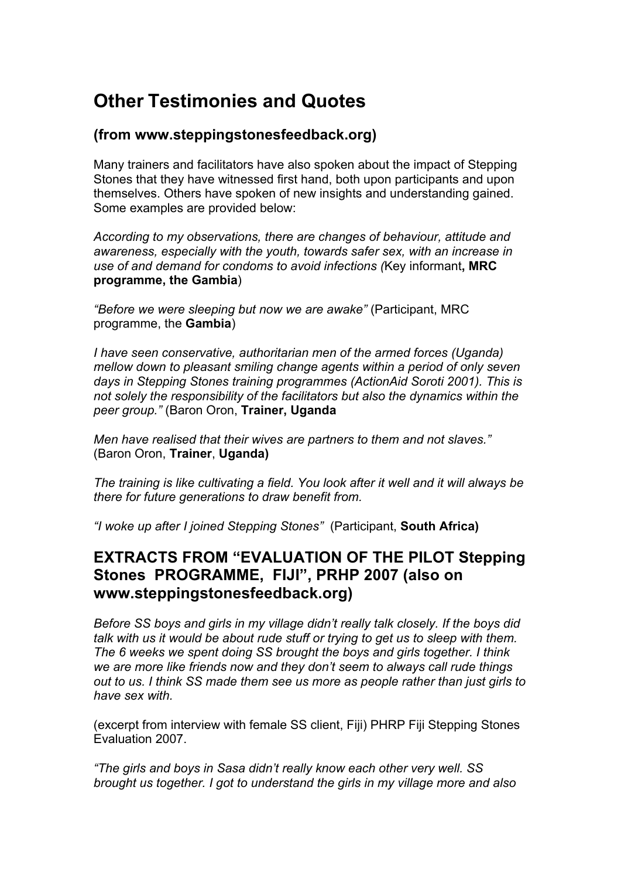# Other Testimonies and Quotes

## (from www.steppingstonesfeedback.org)

Many trainers and facilitators have also spoken about the impact of Stepping Stones that they have witnessed first hand, both upon participants and upon themselves. Others have spoken of new insights and understanding gained. Some examples are provided below:

*According to my observations, there are changes of behaviour, attitude and awareness, especially with the youth, towards safer sex, with an increase in use of and demand for condoms to avoid infections (*Key informant**, MRC programme, the Gambia**)

*"Before we were sleeping but now we are awake"* (Participant, MRC programme, the **Gambia**)

*I have seen conservative, authoritarian men of the armed forces (Uganda) mellow down to pleasant smiling change agents within a period of only seven days in Stepping Stones training programmes (ActionAid Soroti 2001). This is not solely the responsibility of the facilitators but also the dynamics within the peer group."* (Baron Oron, **Trainer, Uganda**

*Men have realised that their wives are partners to them and not slaves."* (Baron Oron, **Trainer**, **Uganda)**

*The training is like cultivating a field. You look after it well and it will always be there for future generations to draw benefit from.*

*"I woke up after I joined Stepping Stones"* (Participant, **South Africa)**

## EXTRACTS FROM "EVALUATION OF THE PILOT Stepping Stones PROGRAMME, FIJI", PRHP 2007 (also on www.steppingstonesfeedback.org)

*Before SS boys and girls in my village didn't really talk closely. If the boys did talk with us it would be about rude stuff or trying to get us to sleep with them. The 6 weeks we spent doing SS brought the boys and girls together. I think we are more like friends now and they don't seem to always call rude things out to us. I think SS made them see us more as people rather than just girls to have sex with.*

(excerpt from interview with female SS client, Fiji) PHRP Fiji Stepping Stones Evaluation 2007.

*"The girls and boys in Sasa didn't really know each other very well. SS brought us together. I got to understand the girls in my village more and also*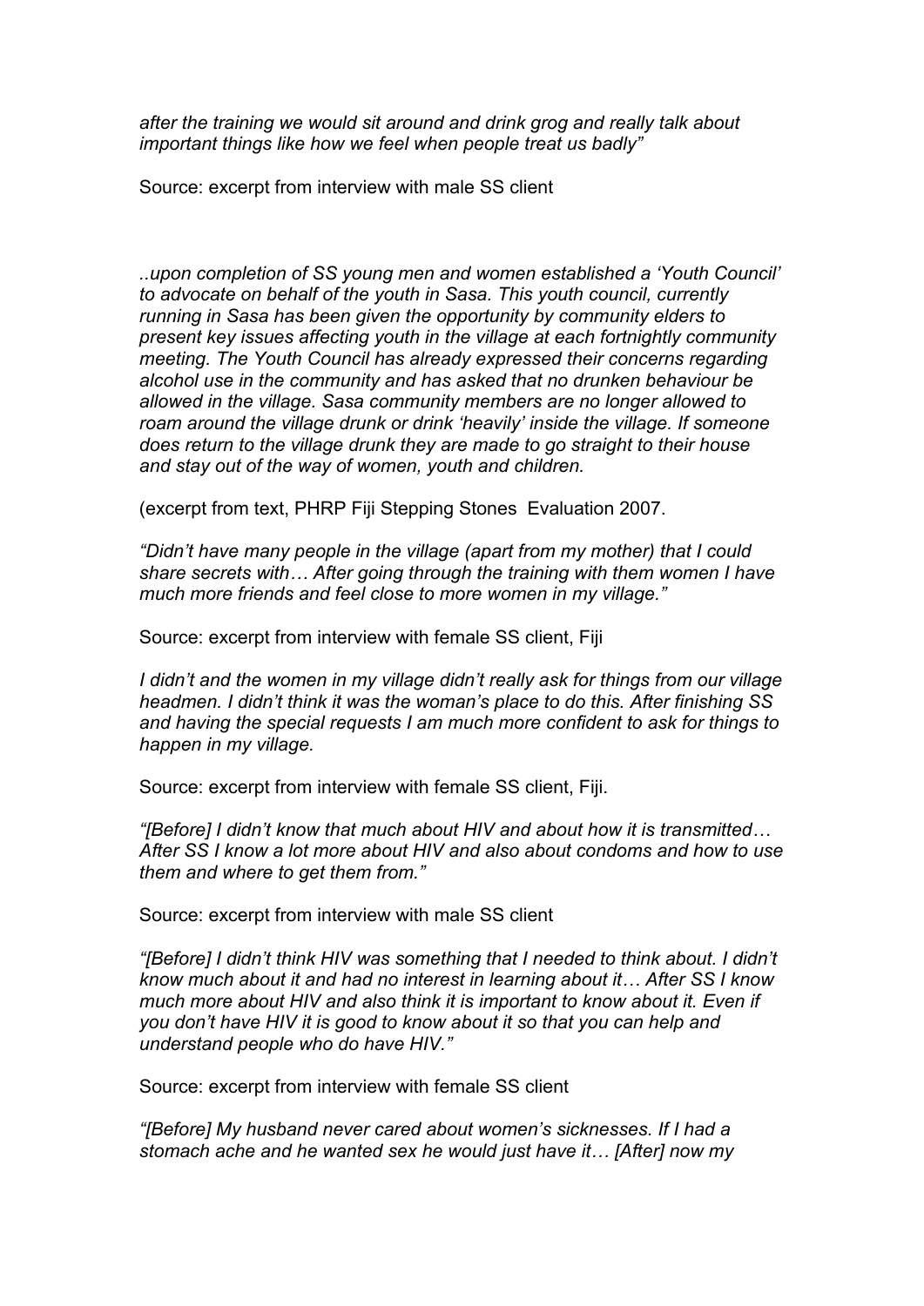*after the training we would sit around and drink grog and really talk about important things like how we feel when people treat us badly"*

Source: excerpt from interview with male SS client

*..upon completion of SS young men and women established a 'Youth Council' to advocate on behalf of the youth in Sasa. This youth council, currently running in Sasa has been given the opportunity by community elders to present key issues affecting youth in the village at each fortnightly community meeting. The Youth Council has already expressed their concerns regarding alcohol use in the community and has asked that no drunken behaviour be allowed in the village. Sasa community members are no longer allowed to roam around the village drunk or drink 'heavily' inside the village. If someone does return to the village drunk they are made to go straight to their house and stay out of the way of women, youth and children.*

(excerpt from text, PHRP Fiji Stepping Stones Evaluation 2007.

*"Didn't have many people in the village (apart from my mother) that I could share secrets with… After going through the training with them women I have much more friends and feel close to more women in my village."*

Source: excerpt from interview with female SS client, Fiji

*I didn't and the women in my village didn't really ask for things from our village headmen. I didn't think it was the woman's place to do this. After finishing SS and having the special requests I am much more confident to ask for things to happen in my village.*

Source: excerpt from interview with female SS client, Fiji.

*"[Before] I didn't know that much about HIV and about how it is transmitted… After SS I know a lot more about HIV and also about condoms and how to use them and where to get them from."*

Source: excerpt from interview with male SS client

*"[Before] I didn't think HIV was something that I needed to think about. I didn't know much about it and had no interest in learning about it… After SS I know much more about HIV and also think it is important to know about it. Even if you don't have HIV it is good to know about it so that you can help and understand people who do have HIV."*

Source: excerpt from interview with female SS client

*"[Before] My husband never cared about women's sicknesses. If I had a stomach ache and he wanted sex he would just have it… [After] now my*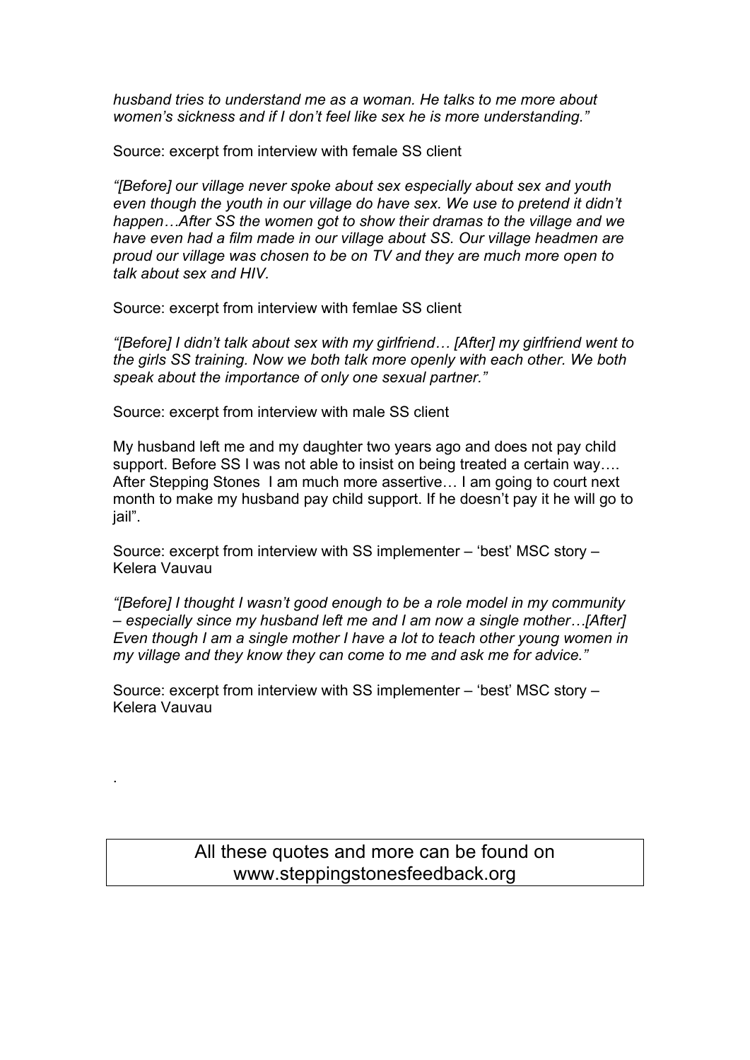*husband tries to understand me as a woman. He talks to me more about women's sickness and if I don't feel like sex he is more understanding."*

Source: excerpt from interview with female SS client

*"[Before] our village never spoke about sex especially about sex and youth even though the youth in our village do have sex. We use to pretend it didn't happen…After SS the women got to show their dramas to the village and we have even had a film made in our village about SS. Our village headmen are proud our village was chosen to be on TV and they are much more open to talk about sex and HIV.*

Source: excerpt from interview with femlae SS client

*"[Before] I didn't talk about sex with my girlfriend… [After] my girlfriend went to the girls SS training. Now we both talk more openly with each other. We both speak about the importance of only one sexual partner."*

Source: excerpt from interview with male SS client

My husband left me and my daughter two years ago and does not pay child support. Before SS I was not able to insist on being treated a certain way…. After Stepping Stones I am much more assertive… I am going to court next month to make my husband pay child support. If he doesn't pay it he will go to jail".

Source: excerpt from interview with SS implementer – 'best' MSC story – Kelera Vauvau

*"[Before] I thought I wasn't good enough to be a role model in my community – especially since my husband left me and I am now a single mother…[After] Even though I am a single mother I have a lot to teach other young women in my village and they know they can come to me and ask me for advice."*

Source: excerpt from interview with SS implementer – 'best' MSC story – Kelera Vauvau

.

All these quotes and more can be found on www.steppingstonesfeedback.org